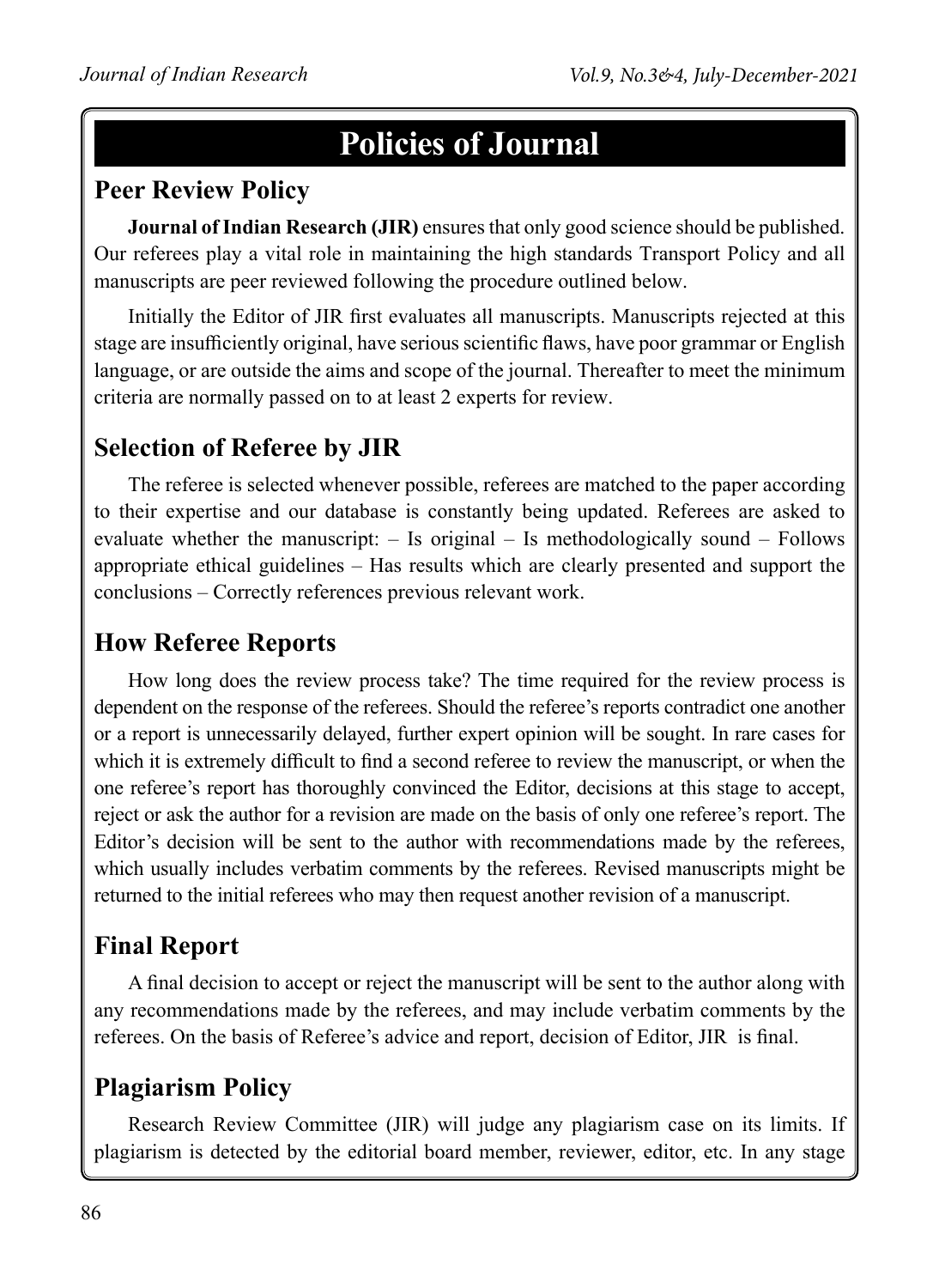# Policies of Journal

## Peer Review Policy

**Journal of Indian Research (JIR)** ensures that only good science should be published. Our referees play a vital role in maintaining the high standards Transport Policy and all manuscripts are peer reviewed following the procedure outlined below.

Initially the Editor of JIR first evaluates all manuscripts. Manuscripts rejected at this stage are insufficiently original, have serious scientific flaws, have poor grammar or English language, or are outside the aims and scope of the journal. Thereafter to meet the minimum criteria are normally passed on to at least 2 experts for review.

## Selection of Referee by JIR

The referee is selected whenever possible, referees are matched to the paper according to their expertise and our database is constantly being updated. Referees are asked to evaluate whether the manuscript: – Is original – Is methodologically sound – Follows appropriate ethical guidelines – Has results which are clearly presented and support the conclusions – Correctly references previous relevant work.

## How Referee Reports

How long does the review process take? The time required for the review process is dependent on the response of the referees. Should the referee's reports contradict one another or a report is unnecessarily delayed, further expert opinion will be sought. In rare cases for which it is extremely difficult to find a second referee to review the manuscript, or when the one referee's report has thoroughly convinced the Editor, decisions at this stage to accept, reject or ask the author for a revision are made on the basis of only one referee's report. The Editor's decision will be sent to the author with recommendations made by the referees, which usually includes verbatim comments by the referees. Revised manuscripts might be returned to the initial referees who may then request another revision of a manuscript.

## Final Report

A final decision to accept or reject the manuscript will be sent to the author along with any recommendations made by the referees, and may include verbatim comments by the referees. On the basis of Referee's advice and report, decision of Editor, JIR is final.

## Plagiarism Policy

Research Review Committee (JIR) will judge any plagiarism case on its limits. If plagiarism is detected by the editorial board member, reviewer, editor, etc. In any stage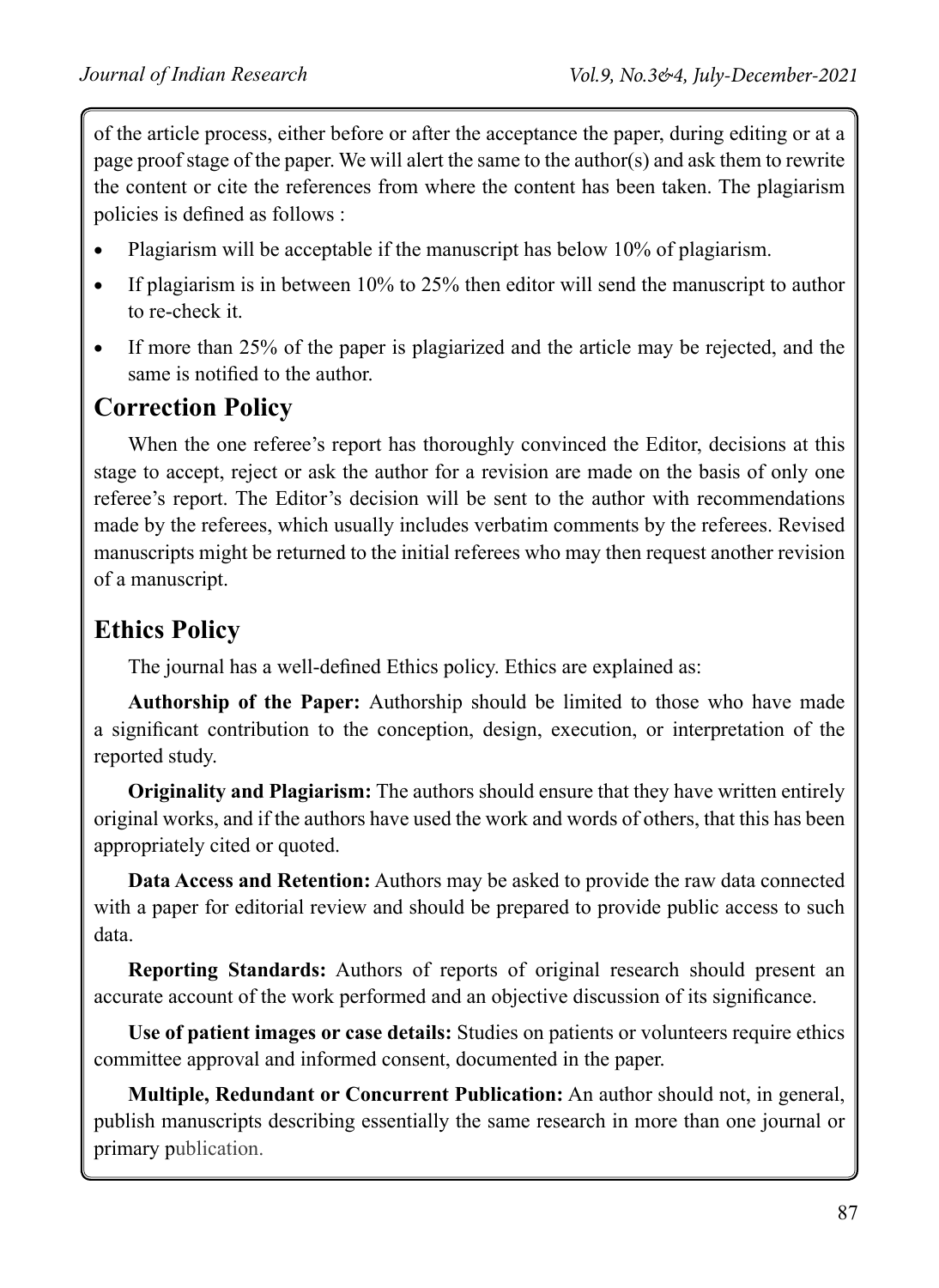of the article process, either before or after the acceptance the paper, during editing or at a page proof stage of the paper. We will alert the same to the author(s) and ask them to rewrite the content or cite the references from where the content has been taken. The plagiarism policies is defined as follows :

- Plagiarism will be acceptable if the manuscript has below 10% of plagiarism.
- If plagiarism is in between 10% to 25% then editor will send the manuscript to author to re-check it.
- If more than 25% of the paper is plagiarized and the article may be rejected, and the same is notified to the author.

## Correction Policy

When the one referee's report has thoroughly convinced the Editor, decisions at this stage to accept, reject or ask the author for a revision are made on the basis of only one referee's report. The Editor's decision will be sent to the author with recommendations made by the referees, which usually includes verbatim comments by the referees. Revised manuscripts might be returned to the initial referees who may then request another revision of a manuscript.

## Ethics Policy

The journal has a well-defined Ethics policy. Ethics are explained as:

**Authorship of the Paper:** Authorship should be limited to those who have made a significant contribution to the conception, design, execution, or interpretation of the reported study.

**Originality and Plagiarism:** The authors should ensure that they have written entirely original works, and if the authors have used the work and words of others, that this has been appropriately cited or quoted.

**Data Access and Retention:** Authors may be asked to provide the raw data connected with a paper for editorial review and should be prepared to provide public access to such data.

**Reporting Standards:** Authors of reports of original research should present an accurate account of the work performed and an objective discussion of its significance.

**Use of patient images or case details:** Studies on patients or volunteers require ethics committee approval and informed consent, documented in the paper.

**Multiple, Redundant or Concurrent Publication:** An author should not, in general, publish manuscripts describing essentially the same research in more than one journal or primary publication.